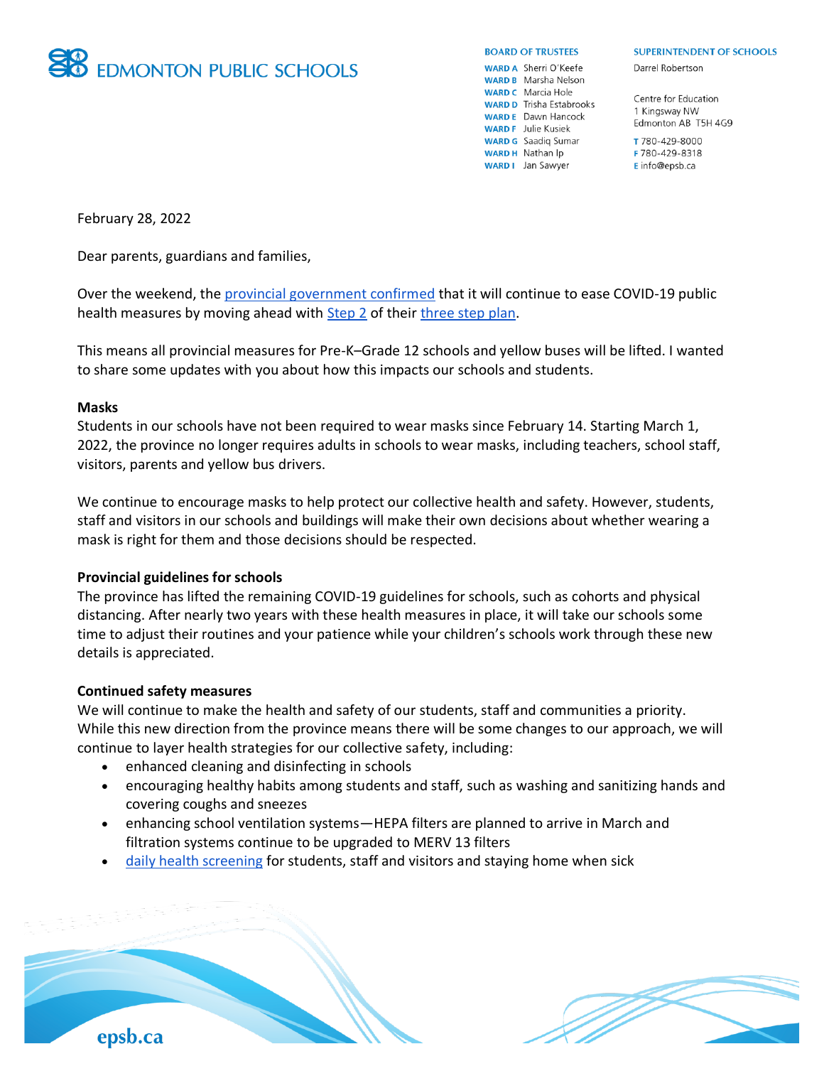# EDMONTON PUBLIC SCHOOLS

**BOARD OF TRUSTEES**

WARD A Sherri O'Keefe
WARD B Marsha Nelson
WARD C Marcia Hole
WARD D Trisha Estabrooks
WARD E Dawn Hancock
WARD F Julie Kusiek
WARD G Saadiq Sumar
WARD H Nathan Ip
WARD I Jan Sawyer

**SUPERINTENDENT OF SCHOOLS**

Darrel Robertson

Centre for Education
1 Kingsway NW
Edmonton AB T5H 4G9

T 780-429-8000
F 780-429-8318
E info@epsb.ca

February 28, 2022

Dear parents, guardians and families,

Over the weekend, the provincial government confirmed that it will continue to ease COVID-19 public health measures by moving ahead with Step 2 of their three step plan.

This means all provincial measures for Pre-K–Grade 12 schools and yellow buses will be lifted. I wanted to share some updates with you about how this impacts our schools and students.

**Masks**

Students in our schools have not been required to wear masks since February 14. Starting March 1, 2022, the province no longer requires adults in schools to wear masks, including teachers, school staff, visitors, parents and yellow bus drivers.

We continue to encourage masks to help protect our collective health and safety. However, students, staff and visitors in our schools and buildings will make their own decisions about whether wearing a mask is right for them and those decisions should be respected.

**Provincial guidelines for schools**

The province has lifted the remaining COVID-19 guidelines for schools, such as cohorts and physical distancing. After nearly two years with these health measures in place, it will take our schools some time to adjust their routines and your patience while your children's schools work through these new details is appreciated.

**Continued safety measures**

We will continue to make the health and safety of our students, staff and communities a priority. While this new direction from the province means there will be some changes to our approach, we will continue to layer health strategies for our collective safety, including:

- enhanced cleaning and disinfecting in schools
- encouraging healthy habits among students and staff, such as washing and sanitizing hands and covering coughs and sneezes
- enhancing school ventilation systems—HEPA filters are planned to arrive in March and filtration systems continue to be upgraded to MERV 13 filters
- daily health screening for students, staff and visitors and staying home when sick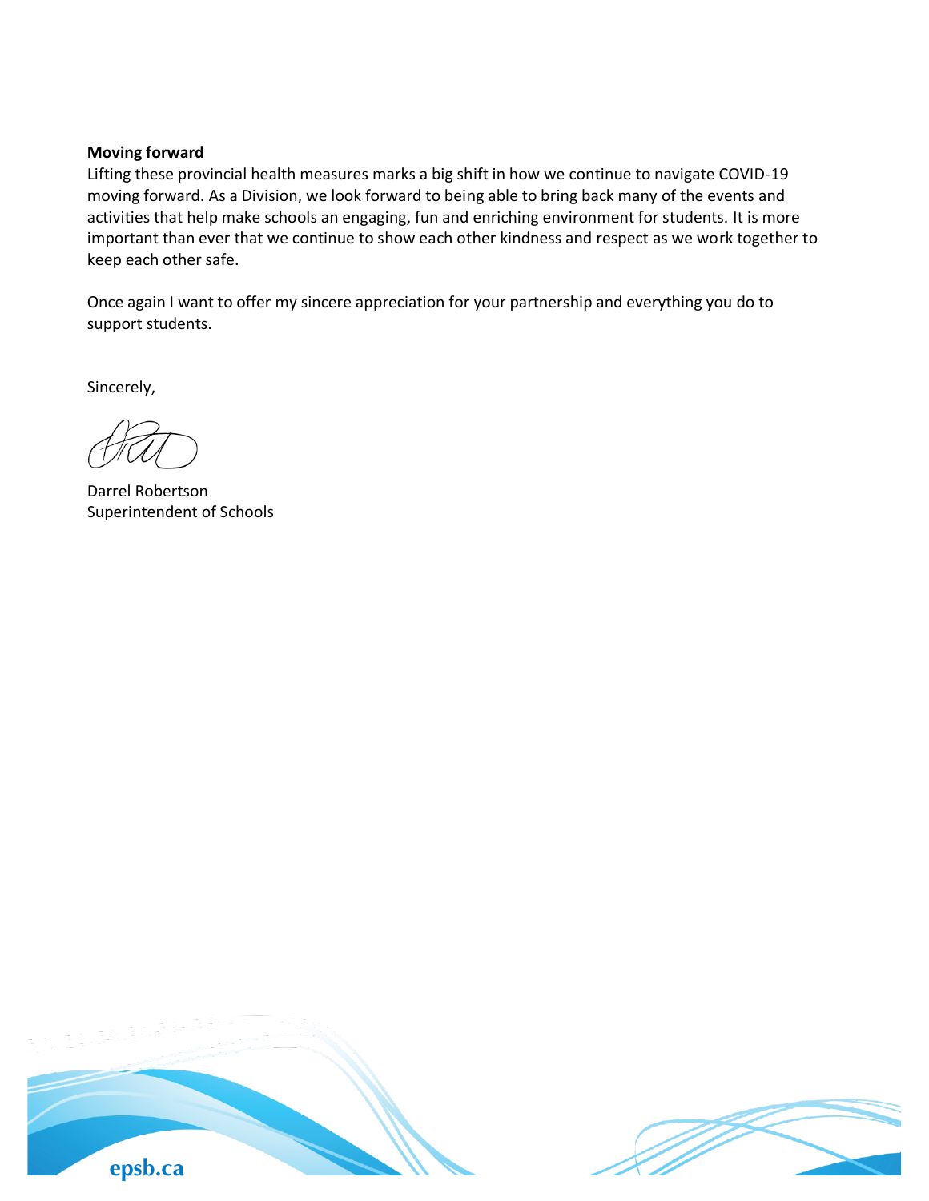**Moving forward**

Lifting these provincial health measures marks a big shift in how we continue to navigate COVID-19 moving forward. As a Division, we look forward to being able to bring back many of the events and activities that help make schools an engaging, fun and enriching environment for students. It is more important than ever that we continue to show each other kindness and respect as we work together to keep each other safe.

Once again I want to offer my sincere appreciation for your partnership and everything you do to support students.

Sincerely,

Darrel Robertson
Superintendent of Schools

epsb.ca